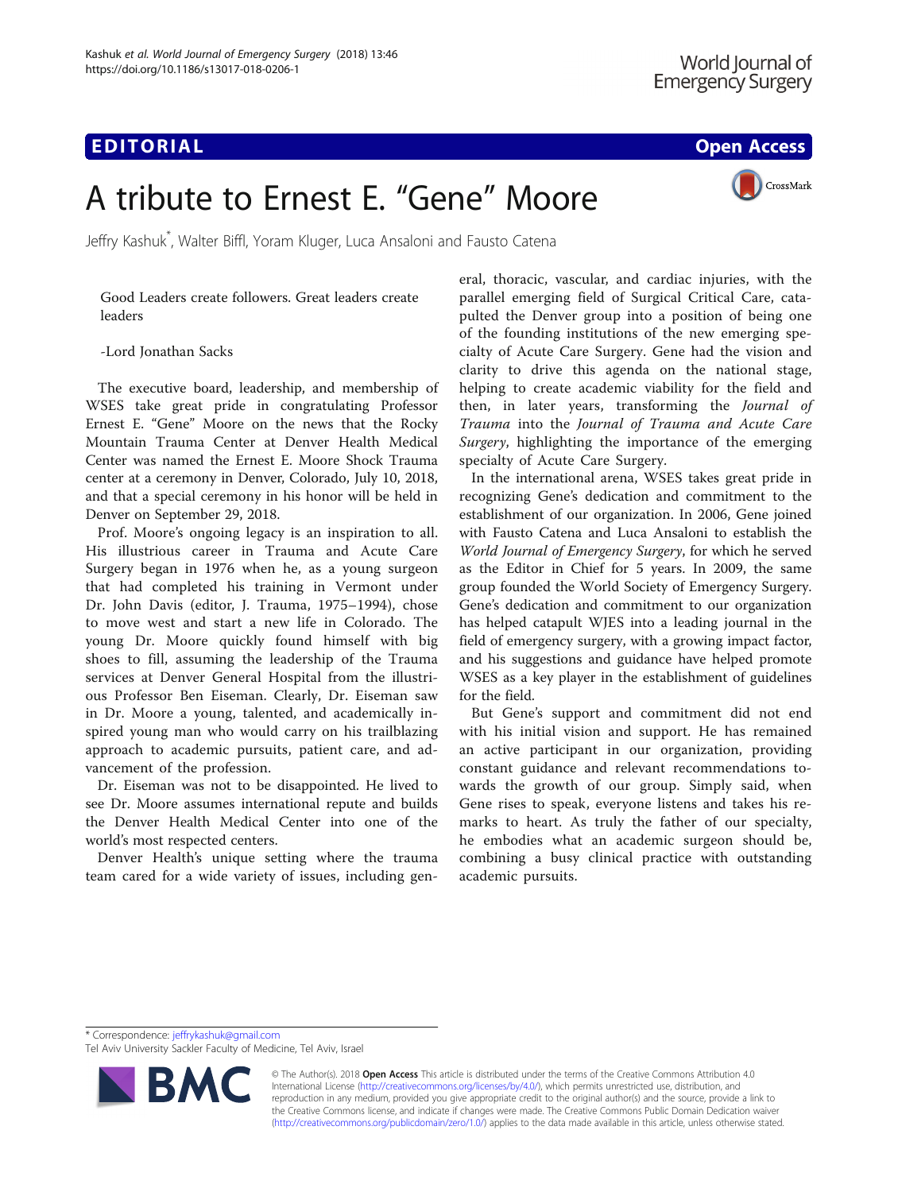EDITORIAL

Open Access

# A tribute to Ernest E. "Gene" Moore

Jeffry Kashuk*, Walter Biffl, Yoram Kluger, Luca Ansaloni and Fausto Catena

> Good Leaders create followers. Great leaders create leaders
>
> -Lord Jonathan Sacks

The executive board, leadership, and membership of WSES take great pride in congratulating Professor Ernest E. "Gene" Moore on the news that the Rocky Mountain Trauma Center at Denver Health Medical Center was named the Ernest E. Moore Shock Trauma center at a ceremony in Denver, Colorado, July 10, 2018, and that a special ceremony in his honor will be held in Denver on September 29, 2018.

Prof. Moore's ongoing legacy is an inspiration to all. His illustrious career in Trauma and Acute Care Surgery began in 1976 when he, as a young surgeon that had completed his training in Vermont under Dr. John Davis (editor, J. Trauma, 1975–1994), chose to move west and start a new life in Colorado. The young Dr. Moore quickly found himself with big shoes to fill, assuming the leadership of the Trauma services at Denver General Hospital from the illustrious Professor Ben Eiseman. Clearly, Dr. Eiseman saw in Dr. Moore a young, talented, and academically inspired young man who would carry on his trailblazing approach to academic pursuits, patient care, and advancement of the profession.

Dr. Eiseman was not to be disappointed. He lived to see Dr. Moore assumes international repute and builds the Denver Health Medical Center into one of the world's most respected centers.

Denver Health's unique setting where the trauma team cared for a wide variety of issues, including general, thoracic, vascular, and cardiac injuries, with the parallel emerging field of Surgical Critical Care, catapulted the Denver group into a position of being one of the founding institutions of the new emerging specialty of Acute Care Surgery. Gene had the vision and clarity to drive this agenda on the national stage, helping to create academic viability for the field and then, in later years, transforming the *Journal of Trauma* into the *Journal of Trauma and Acute Care Surgery*, highlighting the importance of the emerging specialty of Acute Care Surgery.

In the international arena, WSES takes great pride in recognizing Gene's dedication and commitment to the establishment of our organization. In 2006, Gene joined with Fausto Catena and Luca Ansaloni to establish the *World Journal of Emergency Surgery*, for which he served as the Editor in Chief for 5 years. In 2009, the same group founded the World Society of Emergency Surgery. Gene's dedication and commitment to our organization has helped catapult WJES into a leading journal in the field of emergency surgery, with a growing impact factor, and his suggestions and guidance have helped promote WSES as a key player in the establishment of guidelines for the field.

But Gene's support and commitment did not end with his initial vision and support. He has remained an active participant in our organization, providing constant guidance and relevant recommendations towards the growth of our group. Simply said, when Gene rises to speak, everyone listens and takes his remarks to heart. As truly the father of our specialty, he embodies what an academic surgeon should be, combining a busy clinical practice with outstanding academic pursuits.

---

* Correspondence: jeffrykashuk@gmail.com
Tel Aviv University Sackler Faculty of Medicine, Tel Aviv, Israel

© The Author(s). 2018 **Open Access** This article is distributed under the terms of the Creative Commons Attribution 4.0 International License (http://creativecommons.org/licenses/by/4.0/), which permits unrestricted use, distribution, and reproduction in any medium, provided you give appropriate credit to the original author(s) and the source, provide a link to the Creative Commons license, and indicate if changes were made. The Creative Commons Public Domain Dedication waiver (http://creativecommons.org/publicdomain/zero/1.0/) applies to the data made available in this article, unless otherwise stated.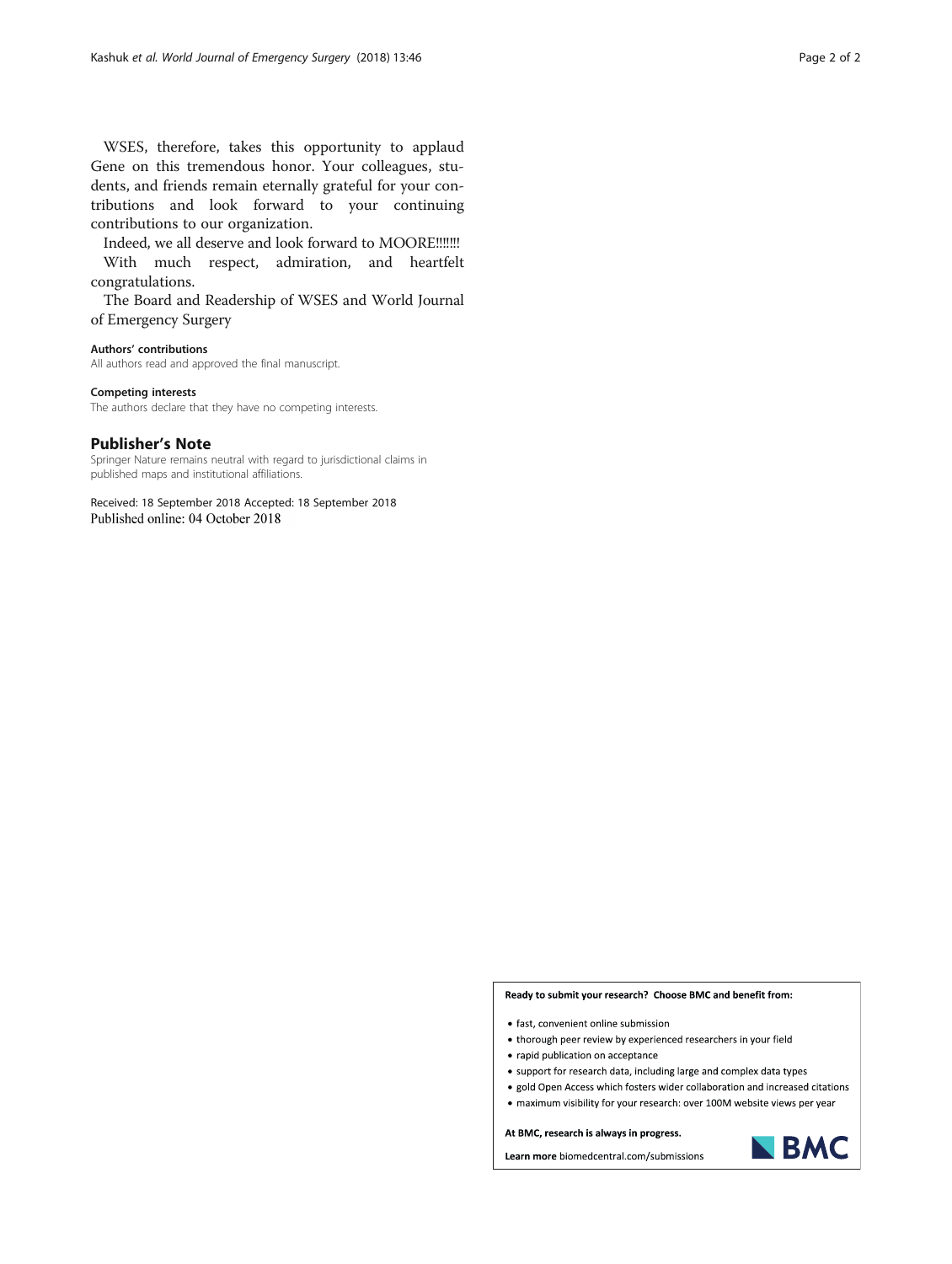WSES, therefore, takes this opportunity to applaud Gene on this tremendous honor. Your colleagues, students, and friends remain eternally grateful for your contributions and look forward to your continuing contributions to our organization.

Indeed, we all deserve and look forward to MOORE!!!!!!!

With much respect, admiration, and heartfelt congratulations.

The Board and Readership of WSES and World Journal of Emergency Surgery

**Authors' contributions**
All authors read and approved the final manuscript.

**Competing interests**
The authors declare that they have no competing interests.

## Publisher's Note

Springer Nature remains neutral with regard to jurisdictional claims in published maps and institutional affiliations.

Received: 18 September 2018 Accepted: 18 September 2018
Published online: 04 October 2018

**Ready to submit your research? Choose BMC and benefit from:**

- fast, convenient online submission
- thorough peer review by experienced researchers in your field
- rapid publication on acceptance
- support for research data, including large and complex data types
- gold Open Access which fosters wider collaboration and increased citations
- maximum visibility for your research: over 100M website views per year

**At BMC, research is always in progress.**

**Learn more** biomedcentral.com/submissions

BMC